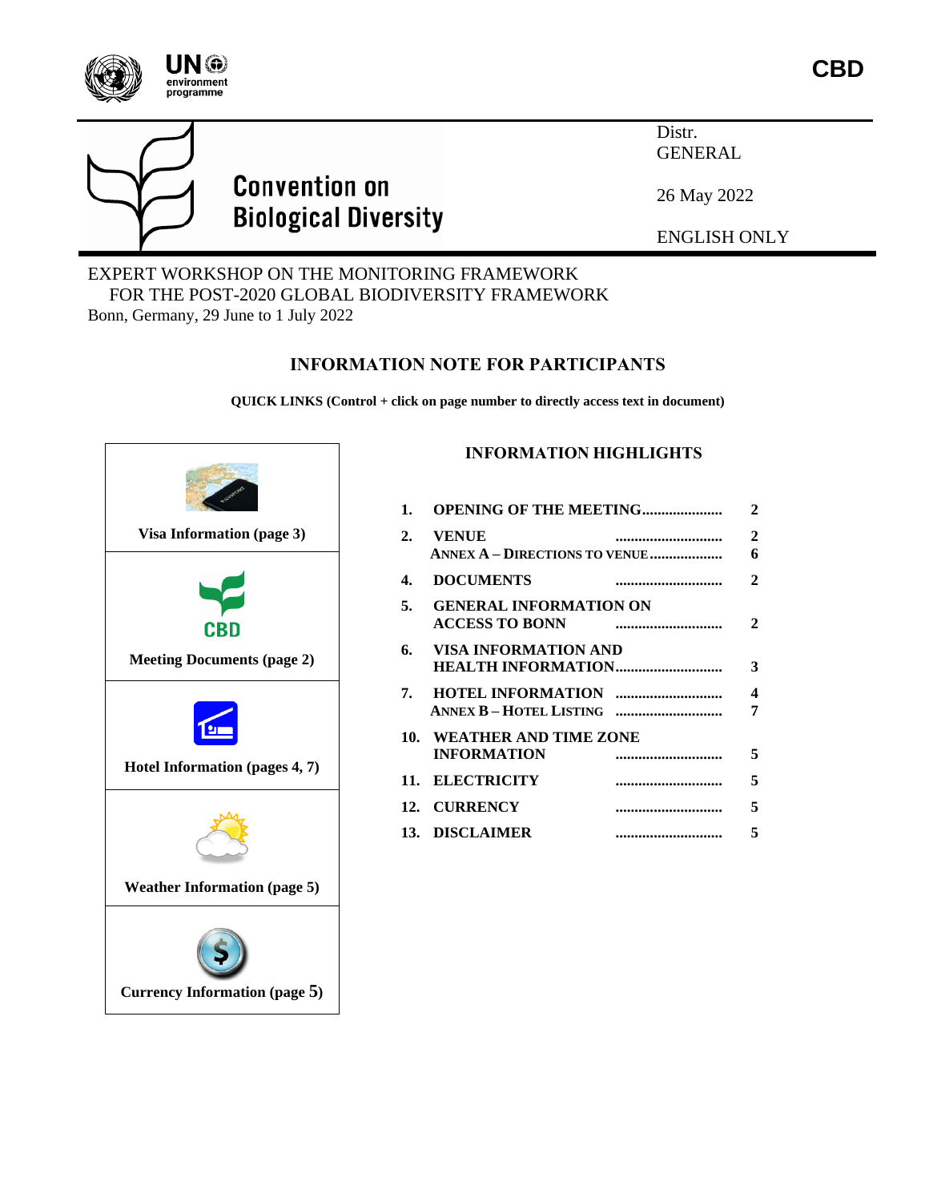CBD

Convention on Biological Diversity

Distr.
GENERAL

26 May 2022

ENGLISH ONLY

EXPERT WORKSHOP ON THE MONITORING FRAMEWORK
FOR THE POST-2020 GLOBAL BIODIVERSITY FRAMEWORK
Bonn, Germany, 29 June to 1 July 2022

# INFORMATION NOTE FOR PARTICIPANTS

**QUICK LINKS (Control + click on page number to directly access text in document)**

**Visa Information (page 3)**

**Meeting Documents (page 2)**

**Hotel Information (pages 4, 7)**

**Weather Information (page 5)**

**Currency Information (page 5)**

## INFORMATION HIGHLIGHTS

| | | |
|---|---|---|
| **1.** | **OPENING OF THE MEETING** | **2** |
| **2.** | **VENUE** | **2** |
| | **ANNEX A – DIRECTIONS TO VENUE** | **6** |
| **4.** | **DOCUMENTS** | **2** |
| **5.** | **GENERAL INFORMATION ON ACCESS TO BONN** | **2** |
| **6.** | **VISA INFORMATION AND HEALTH INFORMATION** | **3** |
| **7.** | **HOTEL INFORMATION** | **4** |
| | **ANNEX B – HOTEL LISTING** | **7** |
| **10.** | **WEATHER AND TIME ZONE INFORMATION** | **5** |
| **11.** | **ELECTRICITY** | **5** |
| **12.** | **CURRENCY** | **5** |
| **13.** | **DISCLAIMER** | **5** |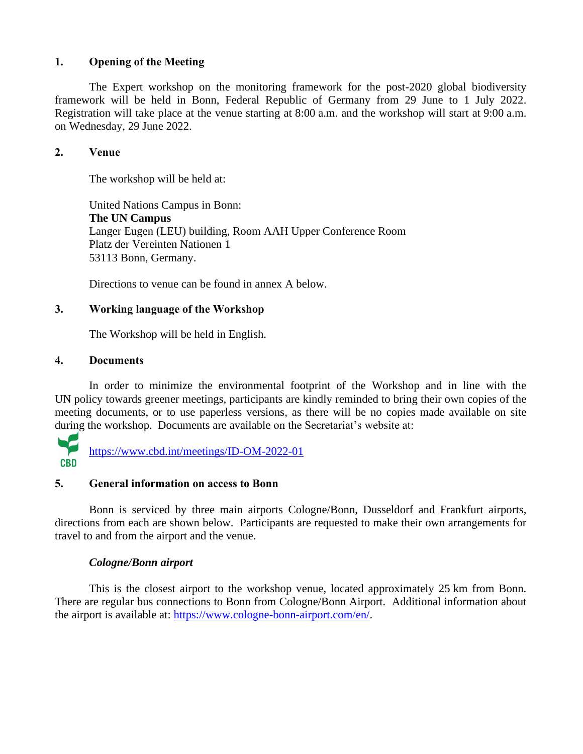## 1. Opening of the Meeting

The Expert workshop on the monitoring framework for the post-2020 global biodiversity framework will be held in Bonn, Federal Republic of Germany from 29 June to 1 July 2022. Registration will take place at the venue starting at 8:00 a.m. and the workshop will start at 9:00 a.m. on Wednesday, 29 June 2022.

## 2. Venue

The workshop will be held at:

United Nations Campus in Bonn:
**The UN Campus**
Langer Eugen (LEU) building, Room AAH Upper Conference Room
Platz der Vereinten Nationen 1
53113 Bonn, Germany.

Directions to venue can be found in annex A below.

## 3. Working language of the Workshop

The Workshop will be held in English.

## 4. Documents

In order to minimize the environmental footprint of the Workshop and in line with the UN policy towards greener meetings, participants are kindly reminded to bring their own copies of the meeting documents, or to use paperless versions, as there will be no copies made available on site during the workshop. Documents are available on the Secretariat's website at:

CBD https://www.cbd.int/meetings/ID-OM-2022-01

## 5. General information on access to Bonn

Bonn is serviced by three main airports Cologne/Bonn, Dusseldorf and Frankfurt airports, directions from each are shown below. Participants are requested to make their own arrangements for travel to and from the airport and the venue.

***Cologne/Bonn airport***

This is the closest airport to the workshop venue, located approximately 25 km from Bonn. There are regular bus connections to Bonn from Cologne/Bonn Airport. Additional information about the airport is available at: https://www.cologne-bonn-airport.com/en/.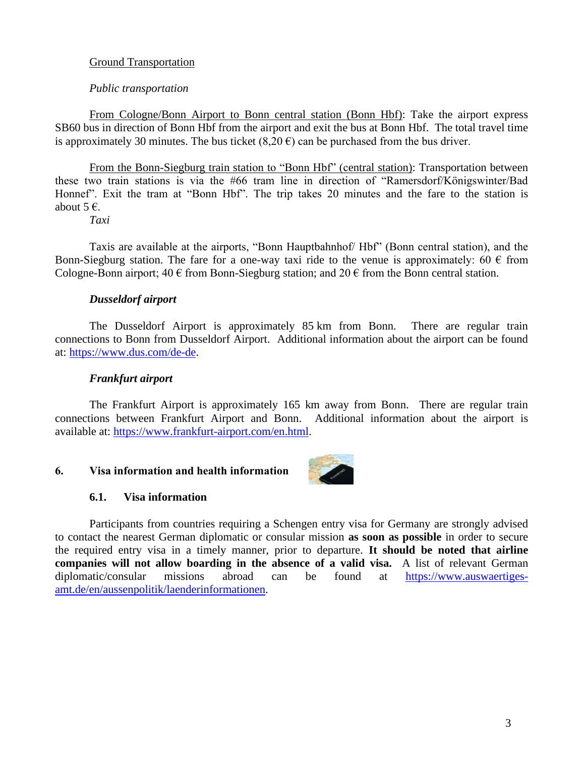Ground Transportation

*Public transportation*

From Cologne/Bonn Airport to Bonn central station (Bonn Hbf): Take the airport express SB60 bus in direction of Bonn Hbf from the airport and exit the bus at Bonn Hbf. The total travel time is approximately 30 minutes. The bus ticket (8,20 €) can be purchased from the bus driver.

From the Bonn-Siegburg train station to "Bonn Hbf" (central station): Transportation between these two train stations is via the #66 tram line in direction of "Ramersdorf/Königswinter/Bad Honnef". Exit the tram at "Bonn Hbf". The trip takes 20 minutes and the fare to the station is about 5 €.

*Taxi*

Taxis are available at the airports, "Bonn Hauptbahnhof/ Hbf" (Bonn central station), and the Bonn-Siegburg station. The fare for a one-way taxi ride to the venue is approximately: 60 € from Cologne-Bonn airport; 40 € from Bonn-Siegburg station; and 20 € from the Bonn central station.

***Dusseldorf airport***

The Dusseldorf Airport is approximately 85 km from Bonn. There are regular train connections to Bonn from Dusseldorf Airport. Additional information about the airport can be found at: https://www.dus.com/de-de.

***Frankfurt airport***

The Frankfurt Airport is approximately 165 km away from Bonn. There are regular train connections between Frankfurt Airport and Bonn. Additional information about the airport is available at: https://www.frankfurt-airport.com/en.html.

## 6. Visa information and health information

### 6.1. Visa information

Participants from countries requiring a Schengen entry visa for Germany are strongly advised to contact the nearest German diplomatic or consular mission **as soon as possible** in order to secure the required entry visa in a timely manner, prior to departure. **It should be noted that airline companies will not allow boarding in the absence of a valid visa.** A list of relevant German diplomatic/consular missions abroad can be found at https://www.auswaertiges-amt.de/en/aussenpolitik/laenderinformationen.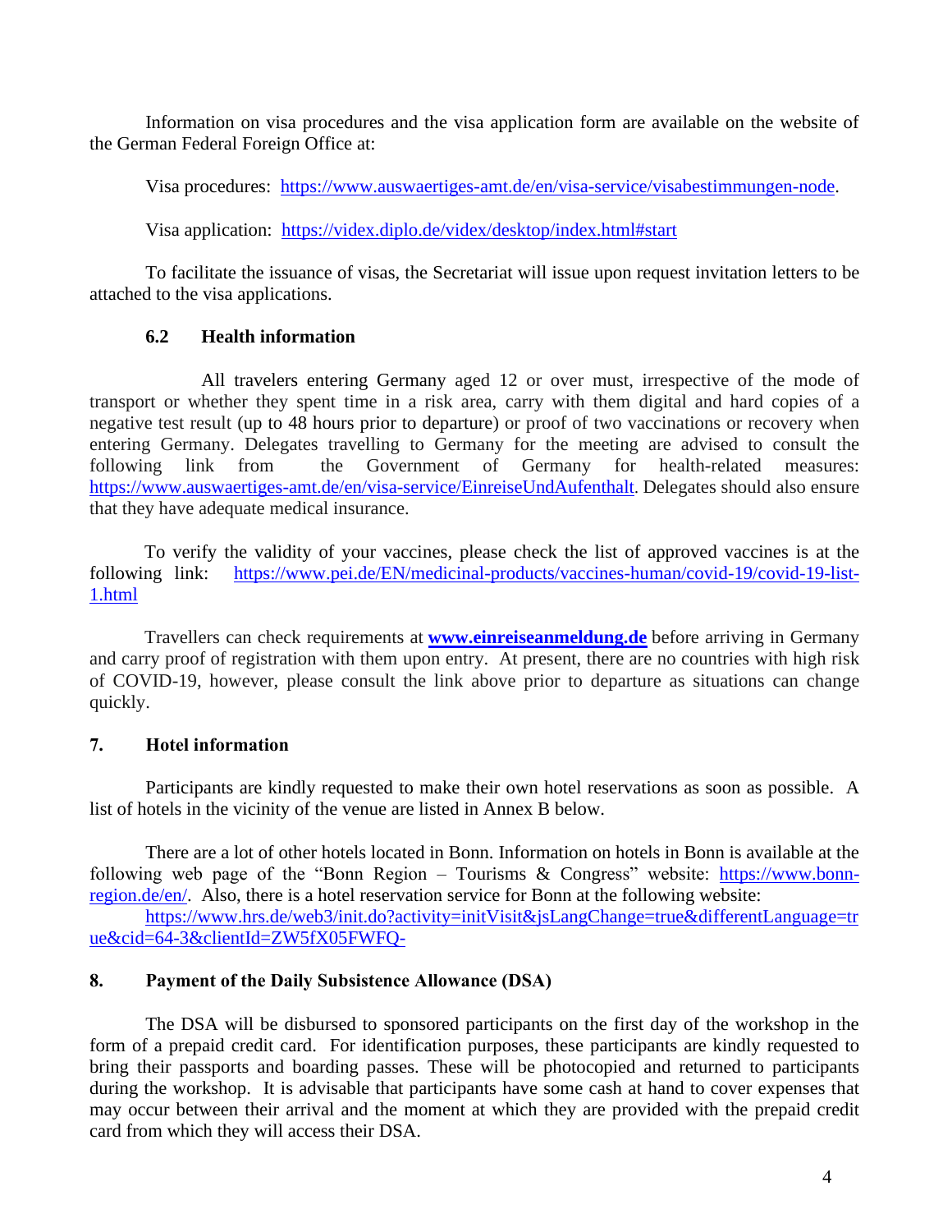Information on visa procedures and the visa application form are available on the website of the German Federal Foreign Office at:

Visa procedures: https://www.auswaertiges-amt.de/en/visa-service/visabestimmungen-node.

Visa application: https://videx.diplo.de/videx/desktop/index.html#start

To facilitate the issuance of visas, the Secretariat will issue upon request invitation letters to be attached to the visa applications.

### 6.2 Health information

All travelers entering Germany aged 12 or over must, irrespective of the mode of transport or whether they spent time in a risk area, carry with them digital and hard copies of a negative test result (up to 48 hours prior to departure) or proof of two vaccinations or recovery when entering Germany. Delegates travelling to Germany for the meeting are advised to consult the following link from the Government of Germany for health-related measures: https://www.auswaertiges-amt.de/en/visa-service/EinreiseUndAufenthalt. Delegates should also ensure that they have adequate medical insurance.

To verify the validity of your vaccines, please check the list of approved vaccines is at the following link: https://www.pei.de/EN/medicinal-products/vaccines-human/covid-19/covid-19-list-1.html

Travellers can check requirements at **www.einreiseanmeldung.de** before arriving in Germany and carry proof of registration with them upon entry. At present, there are no countries with high risk of COVID-19, however, please consult the link above prior to departure as situations can change quickly.

## 7. Hotel information

Participants are kindly requested to make their own hotel reservations as soon as possible. A list of hotels in the vicinity of the venue are listed in Annex B below.

There are a lot of other hotels located in Bonn. Information on hotels in Bonn is available at the following web page of the "Bonn Region – Tourisms & Congress" website: https://www.bonn-region.de/en/. Also, there is a hotel reservation service for Bonn at the following website:

https://www.hrs.de/web3/init.do?activity=initVisit&jsLangChange=true&differentLanguage=true&cid=64-3&clientId=ZW5fX05FWFQ-

## 8. Payment of the Daily Subsistence Allowance (DSA)

The DSA will be disbursed to sponsored participants on the first day of the workshop in the form of a prepaid credit card. For identification purposes, these participants are kindly requested to bring their passports and boarding passes. These will be photocopied and returned to participants during the workshop. It is advisable that participants have some cash at hand to cover expenses that may occur between their arrival and the moment at which they are provided with the prepaid credit card from which they will access their DSA.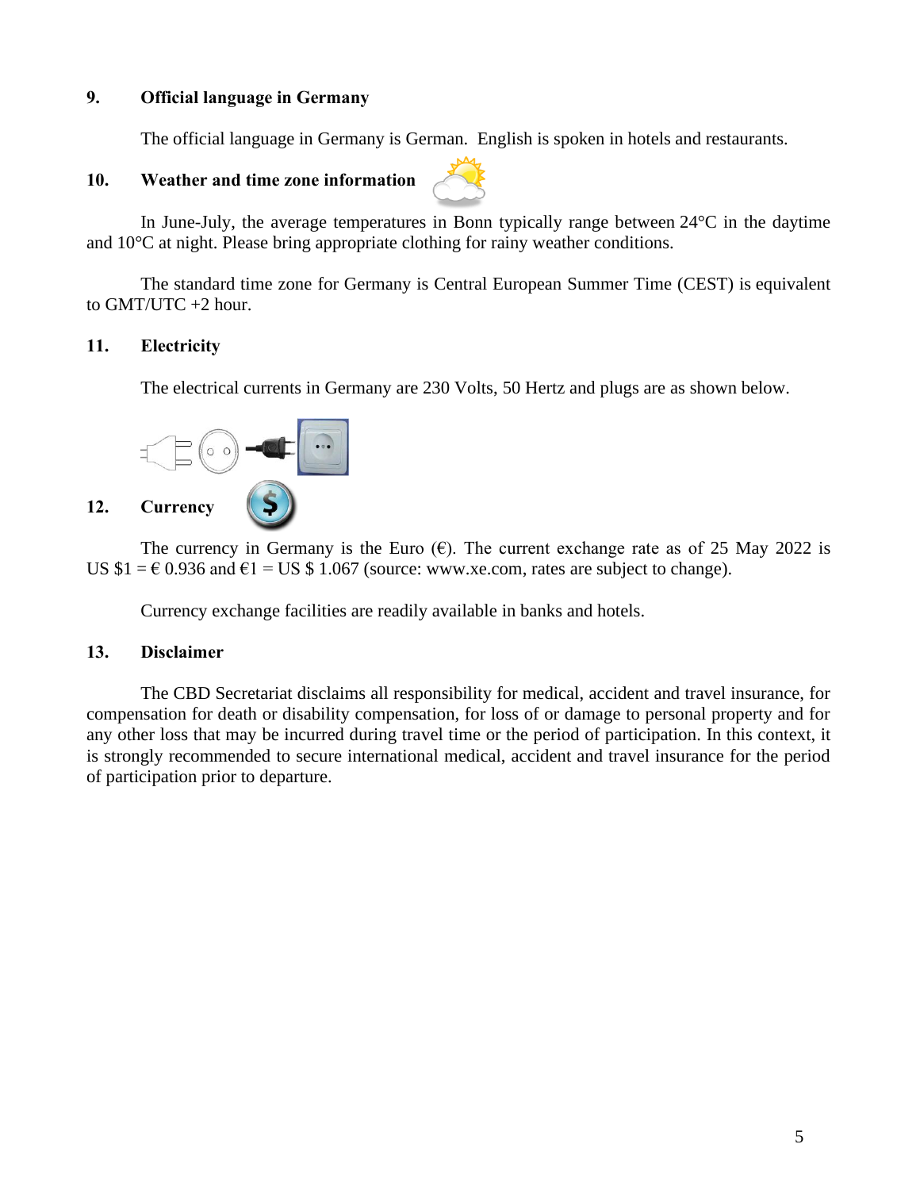## 9. Official language in Germany

The official language in Germany is German. English is spoken in hotels and restaurants.

## 10. Weather and time zone information

In June-July, the average temperatures in Bonn typically range between 24°C in the daytime and 10°C at night. Please bring appropriate clothing for rainy weather conditions.

The standard time zone for Germany is Central European Summer Time (CEST) is equivalent to GMT/UTC +2 hour.

## 11. Electricity

The electrical currents in Germany are 230 Volts, 50 Hertz and plugs are as shown below.

## 12. Currency

The currency in Germany is the Euro (€). The current exchange rate as of 25 May 2022 is US $1 = € 0.936 and €1 = US $ 1.067 (source: www.xe.com, rates are subject to change).

Currency exchange facilities are readily available in banks and hotels.

## 13. Disclaimer

The CBD Secretariat disclaims all responsibility for medical, accident and travel insurance, for compensation for death or disability compensation, for loss of or damage to personal property and for any other loss that may be incurred during travel time or the period of participation. In this context, it is strongly recommended to secure international medical, accident and travel insurance for the period of participation prior to departure.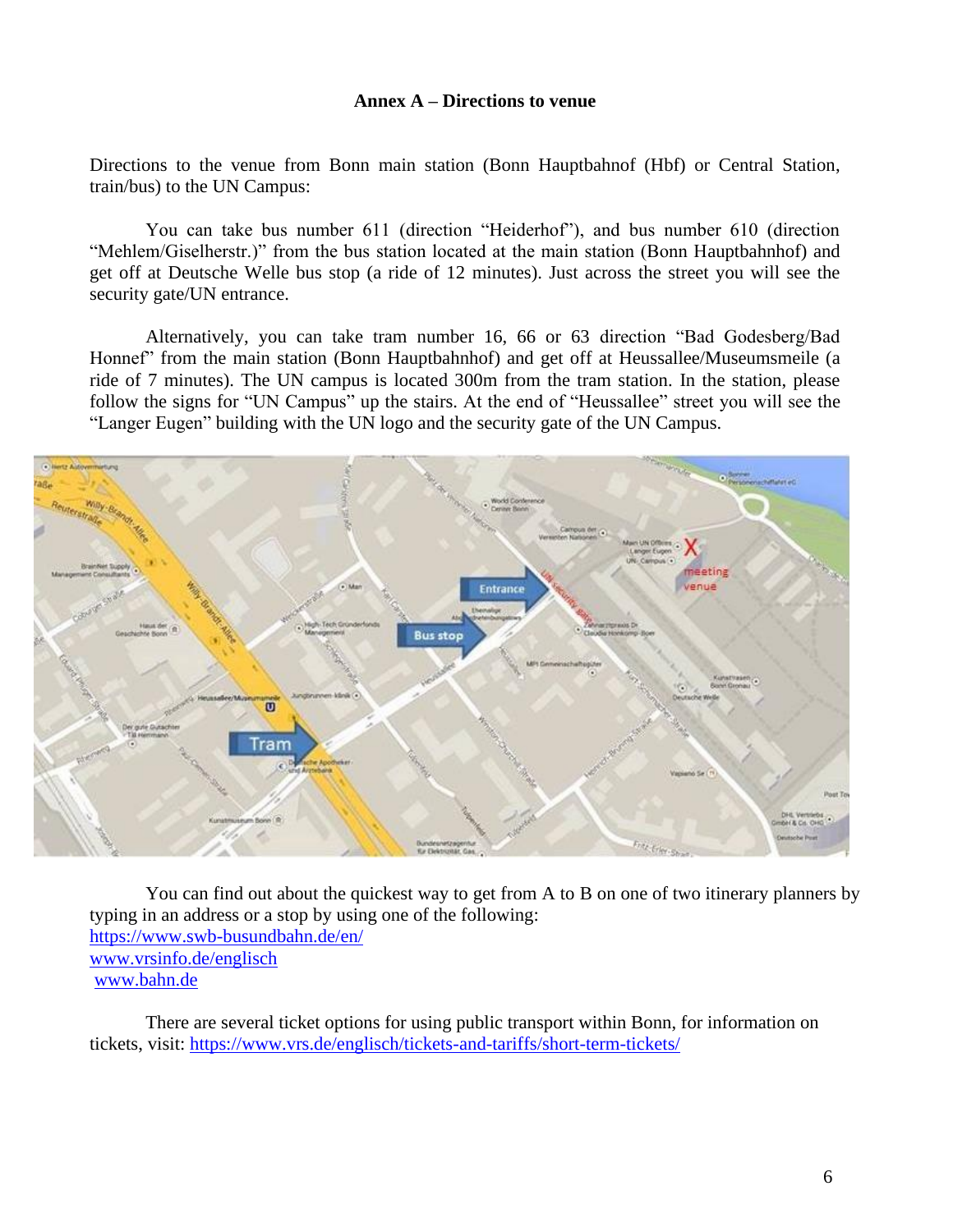**Annex A – Directions to venue**

Directions to the venue from Bonn main station (Bonn Hauptbahnof (Hbf) or Central Station, train/bus) to the UN Campus:

You can take bus number 611 (direction "Heiderhof"), and bus number 610 (direction "Mehlem/Giselherstr.)" from the bus station located at the main station (Bonn Hauptbahnhof) and get off at Deutsche Welle bus stop (a ride of 12 minutes). Just across the street you will see the security gate/UN entrance.

Alternatively, you can take tram number 16, 66 or 63 direction "Bad Godesberg/Bad Honnef" from the main station (Bonn Hauptbahnhof) and get off at Heussallee/Museumsmeile (a ride of 7 minutes). The UN campus is located 300m from the tram station. In the station, please follow the signs for "UN Campus" up the stairs. At the end of "Heussallee" street you will see the "Langer Eugen" building with the UN logo and the security gate of the UN Campus.

You can find out about the quickest way to get from A to B on one of two itinerary planners by typing in an address or a stop by using one of the following:
https://www.swb-busundbahn.de/en/
www.vrsinfo.de/englisch
www.bahn.de

There are several ticket options for using public transport within Bonn, for information on tickets, visit: https://www.vrs.de/englisch/tickets-and-tariffs/short-term-tickets/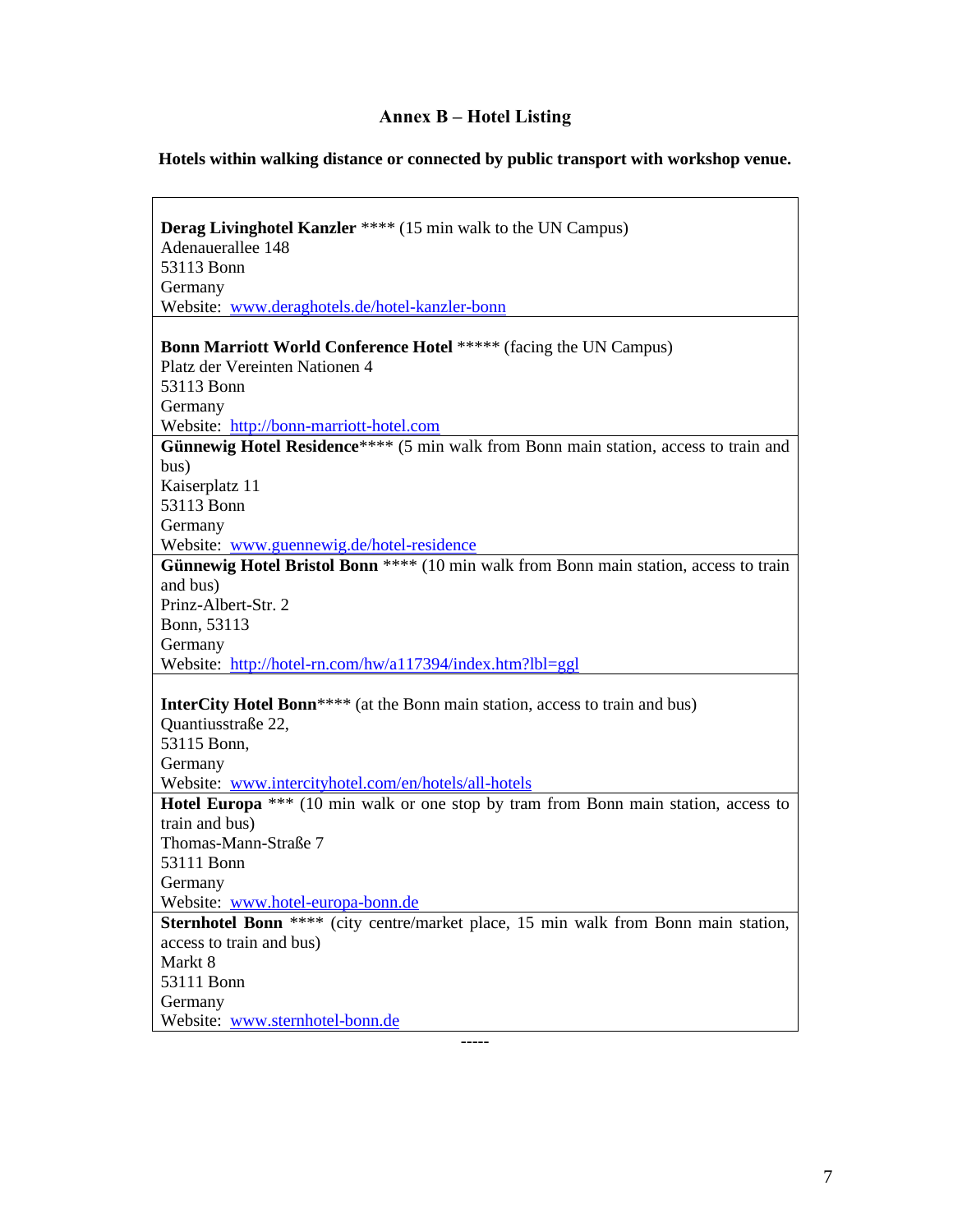## Annex B – Hotel Listing

**Hotels within walking distance or connected by public transport with workshop venue.**

| |
|---|
| **Derag Livinghotel Kanzler** **** (15 min walk to the UN Campus)<br>Adenauerallee 148<br>53113 Bonn<br>Germany<br>Website: www.deraghotels.de/hotel-kanzler-bonn |
| **Bonn Marriott World Conference Hotel** ***** (facing the UN Campus)<br>Platz der Vereinten Nationen 4<br>53113 Bonn<br>Germany<br>Website: http://bonn-marriott-hotel.com |
| **Günnewig Hotel Residence**\*\*\*\* (5 min walk from Bonn main station, access to train and bus)<br>Kaiserplatz 11<br>53113 Bonn<br>Germany<br>Website: www.guennewig.de/hotel-residence |
| **Günnewig Hotel Bristol Bonn** **** (10 min walk from Bonn main station, access to train and bus)<br>Prinz-Albert-Str. 2<br>Bonn, 53113<br>Germany<br>Website: http://hotel-rn.com/hw/a117394/index.htm?lbl=ggl |
| **InterCity Hotel Bonn**\*\*\*\* (at the Bonn main station, access to train and bus)<br>Quantiusstraße 22,<br>53115 Bonn,<br>Germany<br>Website: www.intercityhotel.com/en/hotels/all-hotels |
| **Hotel Europa** *** (10 min walk or one stop by tram from Bonn main station, access to train and bus)<br>Thomas-Mann-Straße 7<br>53111 Bonn<br>Germany<br>Website: www.hotel-europa-bonn.de |
| **Sternhotel Bonn** **** (city centre/market place, 15 min walk from Bonn main station, access to train and bus)<br>Markt 8<br>53111 Bonn<br>Germany<br>Website: www.sternhotel-bonn.de |

-----